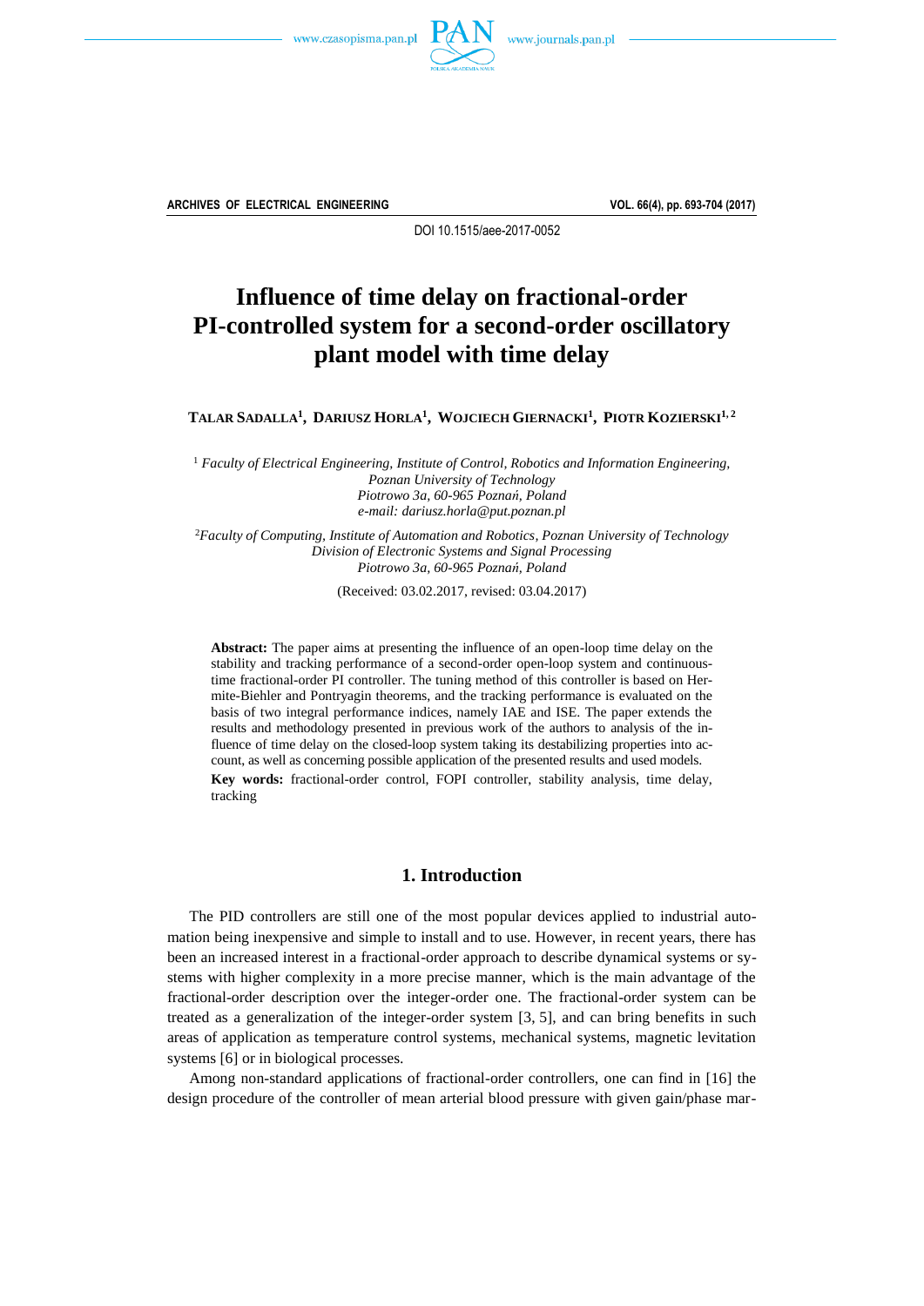DOI 10.1515/aee-2017-0052

# Influence of time delay on fractional-order PI-controlled system for a second-order oscillatory plant model with time delay

**TALAR SADALLA[1], DARIUSZ HORLA[1], WOJCIECH GIERNACKI[1], PIOTR KOZIERSKI[1,2]**

[1] *Faculty of Electrical Engineering, Institute of Control, Robotics and Information Engineering, Poznan University of Technology*
*Piotrowo 3a, 60-965 Poznań, Poland*
*e-mail: dariusz.horla@put.poznan.pl*

[2] *Faculty of Computing, Institute of Automation and Robotics, Poznan University of Technology*
*Division of Electronic Systems and Signal Processing*
*Piotrowo 3a, 60-965 Poznań, Poland*

(Received: 03.02.2017, revised: 03.04.2017)

**Abstract:** The paper aims at presenting the influence of an open-loop time delay on the stability and tracking performance of a second-order open-loop system and continuous-time fractional-order PI controller. The tuning method of this controller is based on Hermite-Biehler and Pontryagin theorems, and the tracking performance is evaluated on the basis of two integral performance indices, namely IAE and ISE. The paper extends the results and methodology presented in previous work of the authors to analysis of the influence of time delay on the closed-loop system taking its destabilizing properties into account, as well as concerning possible application of the presented results and used models.

**Key words:** fractional-order control, FOPI controller, stability analysis, time delay, tracking

## 1. Introduction

The PID controllers are still one of the most popular devices applied to industrial automation being inexpensive and simple to install and to use. However, in recent years, there has been an increased interest in a fractional-order approach to describe dynamical systems or systems with higher complexity in a more precise manner, which is the main advantage of the fractional-order description over the integer-order one. The fractional-order system can be treated as a generalization of the integer-order system [3, 5], and can bring benefits in such areas of application as temperature control systems, mechanical systems, magnetic levitation systems [6] or in biological processes.

Among non-standard applications of fractional-order controllers, one can find in [16] the design procedure of the controller of mean arterial blood pressure with given gain/phase mar-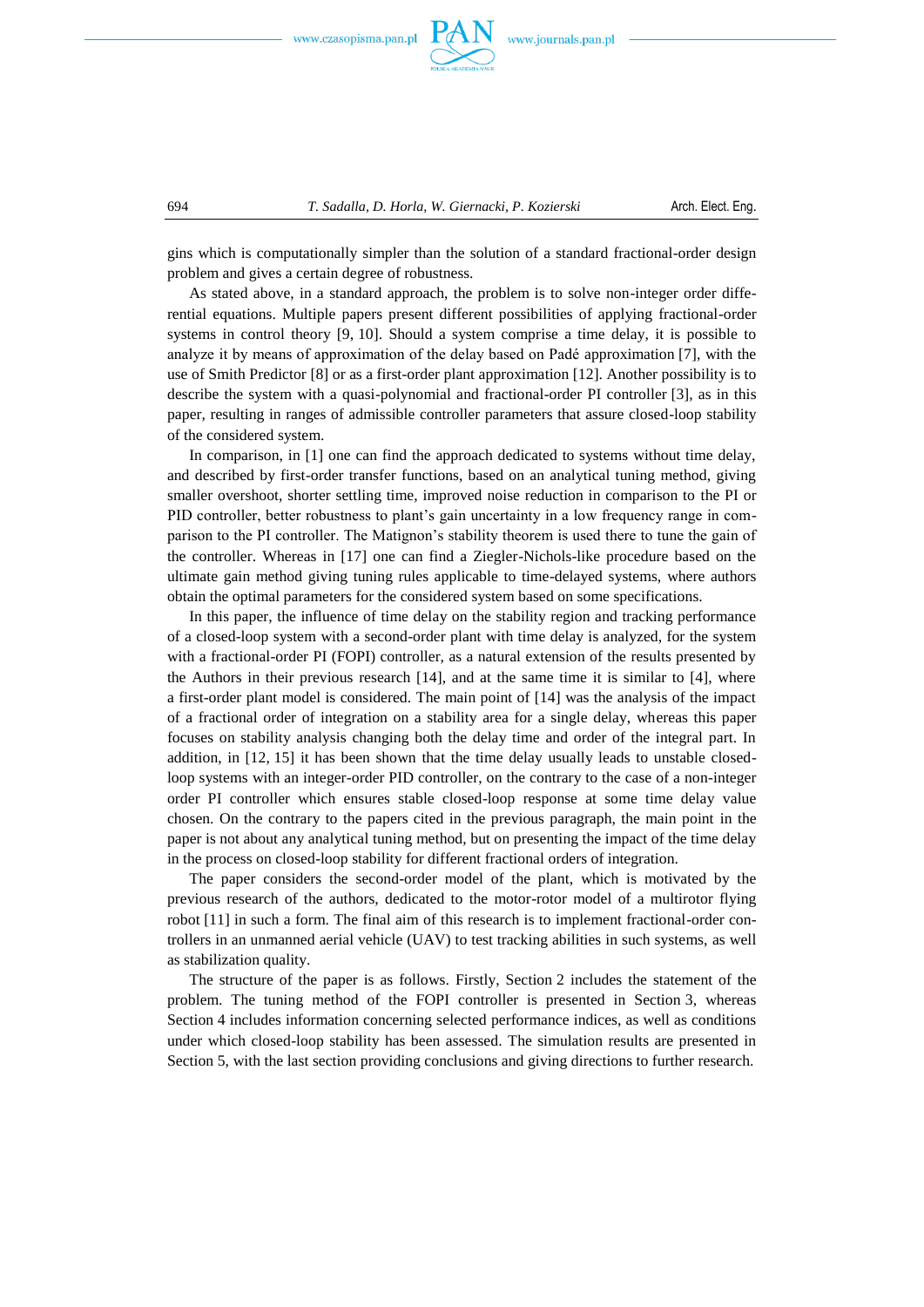gins which is computationally simpler than the solution of a standard fractional-order design problem and gives a certain degree of robustness.

As stated above, in a standard approach, the problem is to solve non-integer order differential equations. Multiple papers present different possibilities of applying fractional-order systems in control theory [9, 10]. Should a system comprise a time delay, it is possible to analyze it by means of approximation of the delay based on Padé approximation [7], with the use of Smith Predictor [8] or as a first-order plant approximation [12]. Another possibility is to describe the system with a quasi-polynomial and fractional-order PI controller [3], as in this paper, resulting in ranges of admissible controller parameters that assure closed-loop stability of the considered system.

In comparison, in [1] one can find the approach dedicated to systems without time delay, and described by first-order transfer functions, based on an analytical tuning method, giving smaller overshoot, shorter settling time, improved noise reduction in comparison to the PI or PID controller, better robustness to plant's gain uncertainty in a low frequency range in comparison to the PI controller. The Matignon's stability theorem is used there to tune the gain of the controller. Whereas in [17] one can find a Ziegler-Nichols-like procedure based on the ultimate gain method giving tuning rules applicable to time-delayed systems, where authors obtain the optimal parameters for the considered system based on some specifications.

In this paper, the influence of time delay on the stability region and tracking performance of a closed-loop system with a second-order plant with time delay is analyzed, for the system with a fractional-order PI (FOPI) controller, as a natural extension of the results presented by the Authors in their previous research [14], and at the same time it is similar to [4], where a first-order plant model is considered. The main point of [14] was the analysis of the impact of a fractional order of integration on a stability area for a single delay, whereas this paper focuses on stability analysis changing both the delay time and order of the integral part. In addition, in [12, 15] it has been shown that the time delay usually leads to unstable closed-loop systems with an integer-order PID controller, on the contrary to the case of a non-integer order PI controller which ensures stable closed-loop response at some time delay value chosen. On the contrary to the papers cited in the previous paragraph, the main point in the paper is not about any analytical tuning method, but on presenting the impact of the time delay in the process on closed-loop stability for different fractional orders of integration.

The paper considers the second-order model of the plant, which is motivated by the previous research of the authors, dedicated to the motor-rotor model of a multirotor flying robot [11] in such a form. The final aim of this research is to implement fractional-order controllers in an unmanned aerial vehicle (UAV) to test tracking abilities in such systems, as well as stabilization quality.

The structure of the paper is as follows. Firstly, Section 2 includes the statement of the problem. The tuning method of the FOPI controller is presented in Section 3, whereas Section 4 includes information concerning selected performance indices, as well as conditions under which closed-loop stability has been assessed. The simulation results are presented in Section 5, with the last section providing conclusions and giving directions to further research.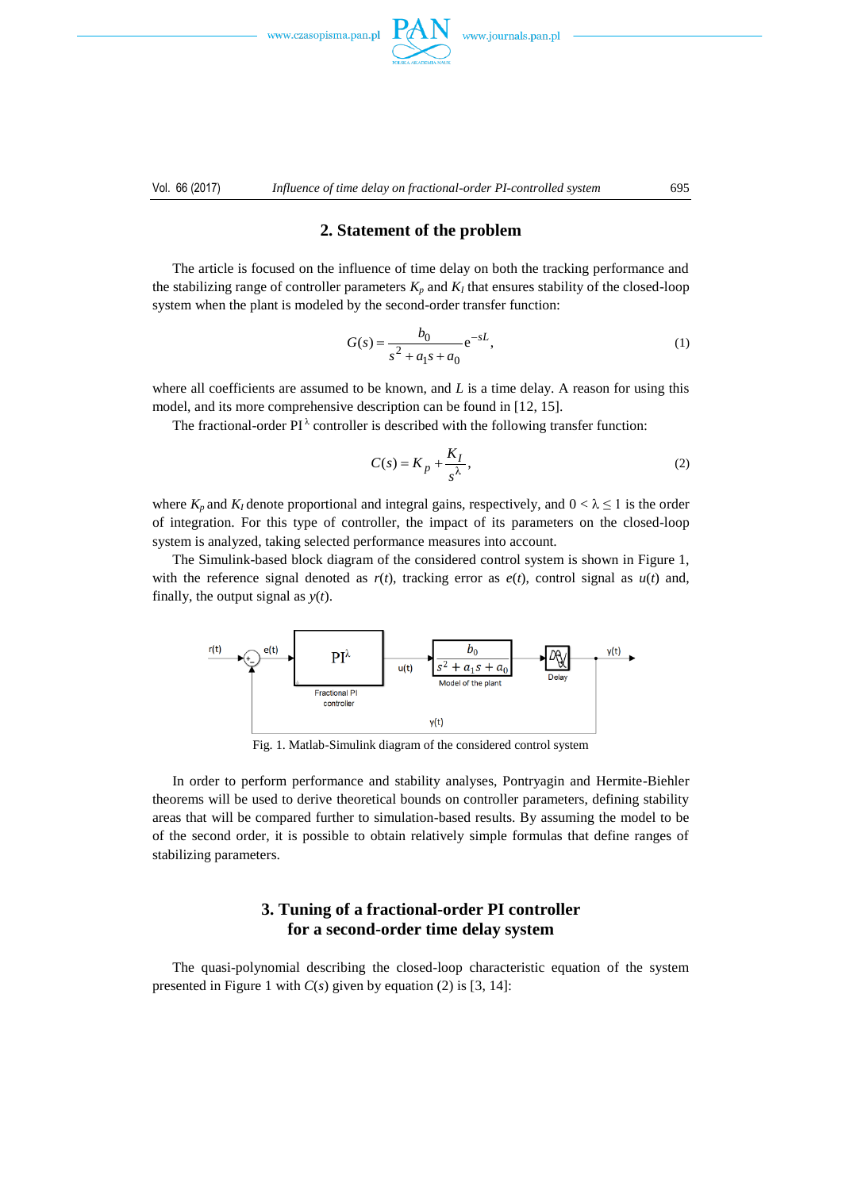## 2. Statement of the problem

The article is focused on the influence of time delay on both the tracking performance and the stabilizing range of controller parameters $K_p$ and $K_I$ that ensures stability of the closed-loop system when the plant is modeled by the second-order transfer function:

$$G(s) = \frac{b_0}{s^2 + a_1 s + a_0} e^{-sL}, \tag{1}$$

where all coefficients are assumed to be known, and $L$ is a time delay. A reason for using this model, and its more comprehensive description can be found in [12, 15].

The fractional-order PI$^{\lambda}$ controller is described with the following transfer function:

$$C(s) = K_p + \frac{K_I}{s^{\lambda}}, \tag{2}$$

where $K_p$ and $K_I$ denote proportional and integral gains, respectively, and $0 < \lambda \le 1$ is the order of integration. For this type of controller, the impact of its parameters on the closed-loop system is analyzed, taking selected performance measures into account.

The Simulink-based block diagram of the considered control system is shown in Figure 1, with the reference signal denoted as $r(t)$, tracking error as $e(t)$, control signal as $u(t)$ and, finally, the output signal as $y(t)$.

Fig. 1. Matlab-Simulink diagram of the considered control system

In order to perform performance and stability analyses, Pontryagin and Hermite-Biehler theorems will be used to derive theoretical bounds on controller parameters, defining stability areas that will be compared further to simulation-based results. By assuming the model to be of the second order, it is possible to obtain relatively simple formulas that define ranges of stabilizing parameters.

## 3. Tuning of a fractional-order PI controller for a second-order time delay system

The quasi-polynomial describing the closed-loop characteristic equation of the system presented in Figure 1 with $C(s)$ given by equation (2) is [3, 14]: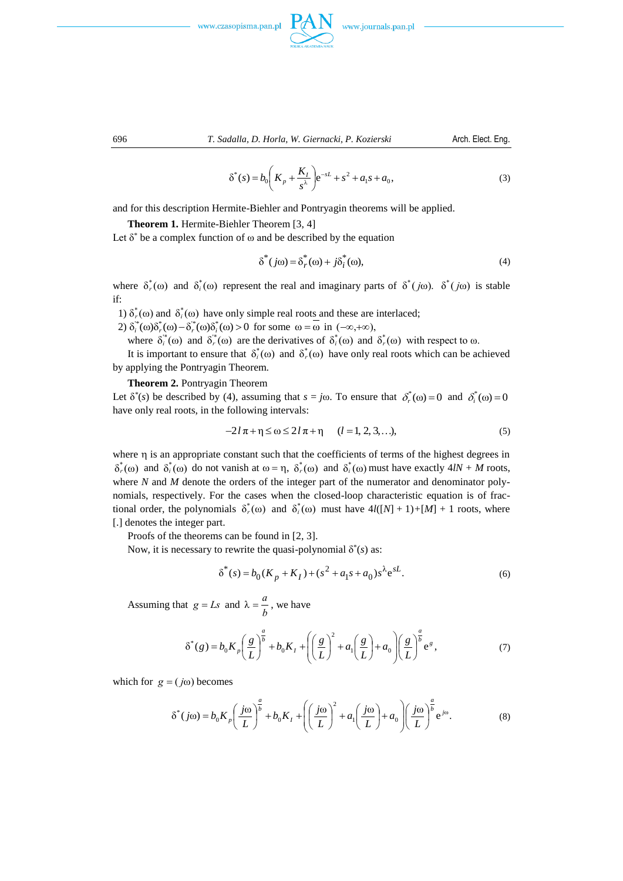$$\delta^*(s) = b_0\left(K_p + \frac{K_I}{s^\lambda}\right)e^{-sL} + s^2 + a_1 s + a_0, \tag{3}$$

and for this description Hermite-Biehler and Pontryagin theorems will be applied.

**Theorem 1.** Hermite-Biehler Theorem [3, 4]
Let $\delta^*$ be a complex function of $\omega$ and be described by the equation

$$\delta^*(j\omega) = \delta_r^*(\omega) + j\delta_i^*(\omega), \tag{4}$$

where $\delta_r^*(\omega)$ and $\delta_i^*(\omega)$ represent the real and imaginary parts of $\delta^*(j\omega)$. $\delta^*(j\omega)$ is stable if:

1) $\delta_r^*(\omega)$ and $\delta_i^*(\omega)$ have only simple real roots and these are interlaced;
2) $\delta_i^{'*}(\omega)\delta_r^*(\omega) - \delta_r^{'*}(\omega)\delta_i^*(\omega) > 0$ for some $\omega = \overline{\omega}$ in $(-\infty, +\infty)$,
   where $\delta_i^{'*}(\omega)$ and $\delta_r^{'*}(\omega)$ are the derivatives of $\delta_i^*(\omega)$ and $\delta_r^*(\omega)$ with respect to $\omega$.

It is important to ensure that $\delta_i^*(\omega)$ and $\delta_r^*(\omega)$ have only real roots which can be achieved by applying the Pontryagin Theorem.

**Theorem 2.** Pontryagin Theorem
Let $\delta^*(s)$ be described by (4), assuming that $s = j\omega$. To ensure that $\delta_r^*(\omega) = 0$ and $\delta_i^*(\omega) = 0$ have only real roots, in the following intervals:

$$-2l\pi + \eta \leq \omega \leq 2l\pi + \eta \qquad (l = 1, 2, 3, \ldots), \tag{5}$$

where $\eta$ is an appropriate constant such that the coefficients of terms of the highest degrees in $\delta_r^*(\omega)$ and $\delta_i^*(\omega)$ do not vanish at $\omega = \eta$, $\delta_r^*(\omega)$ and $\delta_i^*(\omega)$ must have exactly $4lN + M$ roots, where $N$ and $M$ denote the orders of the integer part of the numerator and denominator polynomials, respectively. For the cases when the closed-loop characteristic equation is of fractional order, the polynomials $\delta_r^*(\omega)$ and $\delta_i^*(\omega)$ must have $4l([N] + 1) + [M] + 1$ roots, where [.] denotes the integer part.

Proofs of the theorems can be found in [2, 3].

Now, it is necessary to rewrite the quasi-polynomial $\delta^*(s)$ as:

$$\delta^*(s) = b_0(K_p + K_I) + (s^2 + a_1 s + a_0)s^\lambda e^{sL}. \tag{6}$$

Assuming that $g = Ls$ and $\lambda = \dfrac{a}{b}$, we have

$$\delta^*(g) = b_0 K_p \left(\frac{g}{L}\right)^{\frac{a}{b}} + b_0 K_I + \left(\left(\frac{g}{L}\right)^2 + a_1\left(\frac{g}{L}\right) + a_0\right)\left(\frac{g}{L}\right)^{\frac{a}{b}} e^g, \tag{7}$$

which for $g = (j\omega)$ becomes

$$\delta^*(j\omega) = b_0 K_p \left(\frac{j\omega}{L}\right)^{\frac{a}{b}} + b_0 K_I + \left(\left(\frac{j\omega}{L}\right)^2 + a_1\left(\frac{j\omega}{L}\right) + a_0\right)\left(\frac{j\omega}{L}\right)^{\frac{a}{b}} e^{j\omega}. \tag{8}$$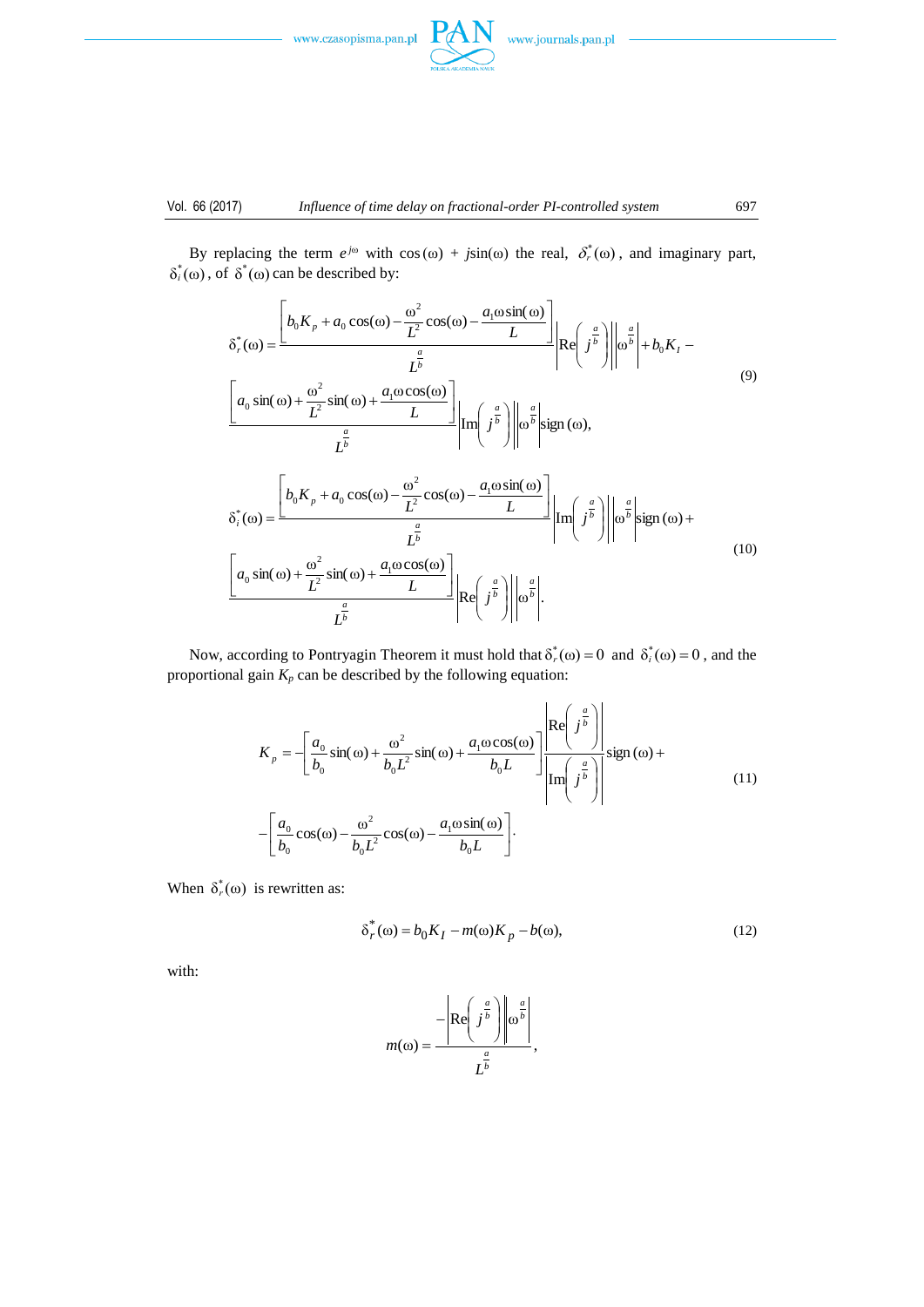By replacing the term $e^{j\omega}$ with $\cos(\omega) + j\sin(\omega)$ the real, $\delta_r^*(\omega)$, and imaginary part, $\delta_i^*(\omega)$, of $\delta^*(\omega)$ can be described by:

$$
\begin{aligned}
\delta_r^*(\omega) = & \frac{\left[b_0 K_p + a_0\cos(\omega) - \frac{\omega^2}{L^2}\cos(\omega) - \frac{a_1\omega\sin(\omega)}{L}\right]}{L^{\frac{a}{b}}}\left|\mathrm{Re}\left(j^{\frac{a}{b}}\right)\right|\left|\omega^{\frac{a}{b}}\right| + b_0 K_I - \\
& \frac{\left[a_0\sin(\omega) + \frac{\omega^2}{L^2}\sin(\omega) + \frac{a_1\omega\cos(\omega)}{L}\right]}{L^{\frac{a}{b}}}\left|\mathrm{Im}\left(j^{\frac{a}{b}}\right)\right|\left|\omega^{\frac{a}{b}}\right|\mathrm{sign}(\omega),
\end{aligned}
\tag{9}
$$

$$
\begin{aligned}
\delta_i^*(\omega) = & \frac{\left[b_0 K_p + a_0\cos(\omega) - \frac{\omega^2}{L^2}\cos(\omega) - \frac{a_1\omega\sin(\omega)}{L}\right]}{L^{\frac{a}{b}}}\left|\mathrm{Im}\left(j^{\frac{a}{b}}\right)\right|\left|\omega^{\frac{a}{b}}\right|\mathrm{sign}(\omega) + \\
& \frac{\left[a_0\sin(\omega) + \frac{\omega^2}{L^2}\sin(\omega) + \frac{a_1\omega\cos(\omega)}{L}\right]}{L^{\frac{a}{b}}}\left|\mathrm{Re}\left(j^{\frac{a}{b}}\right)\right|\left|\omega^{\frac{a}{b}}\right|.
\end{aligned}
\tag{10}
$$

Now, according to Pontryagin Theorem it must hold that $\delta_r^*(\omega) = 0$ and $\delta_i^*(\omega) = 0$, and the proportional gain $K_p$ can be described by the following equation:

$$
\begin{aligned}
K_p = & -\left[\frac{a_0}{b_0}\sin(\omega) + \frac{\omega^2}{b_0 L^2}\sin(\omega) + \frac{a_1\omega\cos(\omega)}{b_0 L}\right]\frac{\left|\mathrm{Re}\left(j^{\frac{a}{b}}\right)\right|}{\left|\mathrm{Im}\left(j^{\frac{a}{b}}\right)\right|}\mathrm{sign}(\omega) + \\
& -\left[\frac{a_0}{b_0}\cos(\omega) - \frac{\omega^2}{b_0 L^2}\cos(\omega) - \frac{a_1\omega\sin(\omega)}{b_0 L}\right].
\end{aligned}
\tag{11}
$$

When $\delta_r^*(\omega)$ is rewritten as:

$$
\delta_r^*(\omega) = b_0 K_I - m(\omega)K_p - b(\omega),
\tag{12}
$$

with:

$$
m(\omega) = \frac{-\left|\mathrm{Re}\left(j^{\frac{a}{b}}\right)\right|\left|\omega^{\frac{a}{b}}\right|}{L^{\frac{a}{b}}},
$$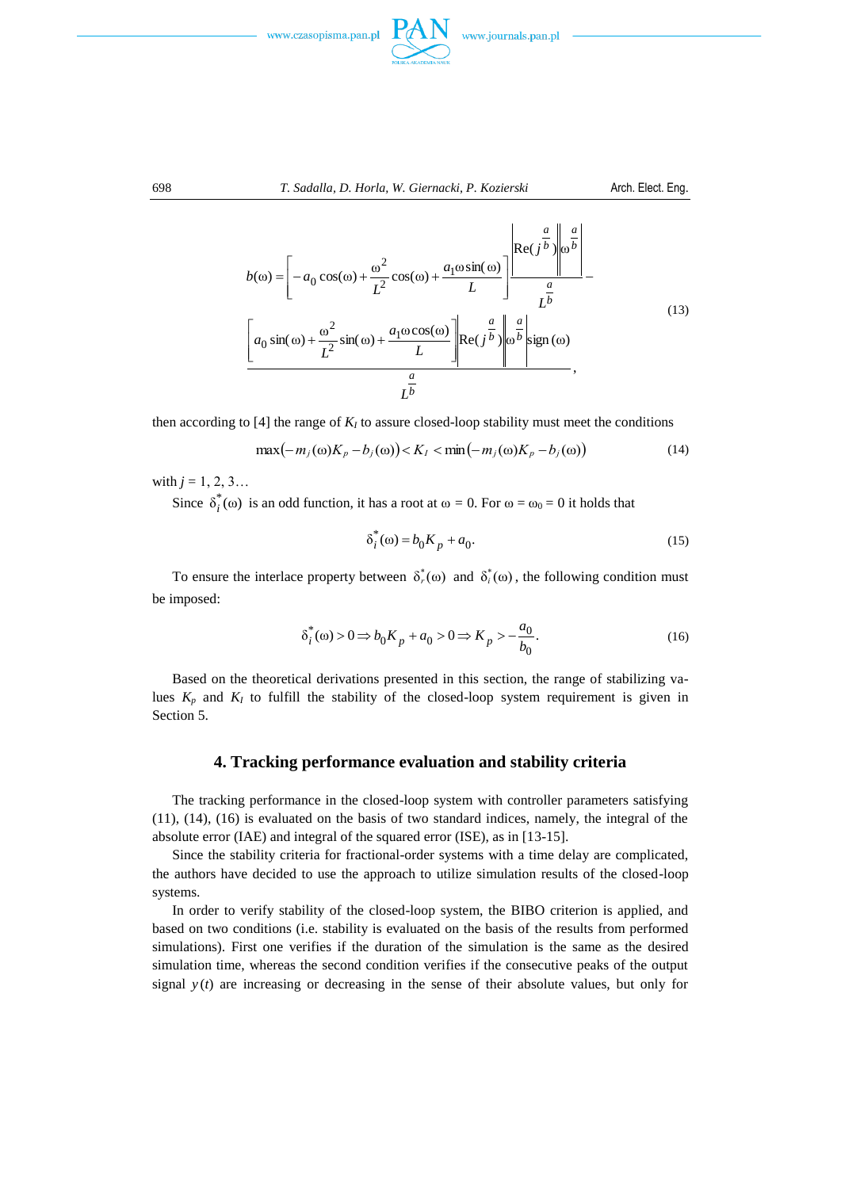$$b(\omega)=\left[-a_0\cos(\omega)+\frac{\omega^2}{L^2}\cos(\omega)+\frac{a_1\omega\sin(\omega)}{L}\right]\frac{\left|\mathrm{Re}(j^{\frac{a}{b}})\right|\left|\omega^{\frac{a}{b}}\right|}{L^{\frac{a}{b}}}-\frac{\left[a_0\sin(\omega)+\frac{\omega^2}{L^2}\sin(\omega)+\frac{a_1\omega\cos(\omega)}{L}\right]\left|\mathrm{Re}(j^{\frac{a}{b}})\right|\left|\omega^{\frac{a}{b}}\right|\mathrm{sign}(\omega)}{L^{\frac{a}{b}}},\tag{13}$$

then according to [4] the range of $K_I$ to assure closed-loop stability must meet the conditions

$$\max\left(-m_j(\omega)K_p-b_j(\omega)\right)<K_I<\min\left(-m_j(\omega)K_p-b_j(\omega)\right)\tag{14}$$

with $j = 1, 2, 3\ldots$

Since $\delta_i^*(\omega)$ is an odd function, it has a root at $\omega = 0$. For $\omega = \omega_0 = 0$ it holds that

$$\delta_i^*(\omega)=b_0K_p+a_0.\tag{15}$$

To ensure the interlace property between $\delta_r^*(\omega)$ and $\delta_i^*(\omega)$, the following condition must be imposed:

$$\delta_i^*(\omega)>0\Rightarrow b_0K_p+a_0>0\Rightarrow K_p>-\frac{a_0}{b_0}.\tag{16}$$

Based on the theoretical derivations presented in this section, the range of stabilizing values $K_p$ and $K_I$ to fulfill the stability of the closed-loop system requirement is given in Section 5.

## 4. Tracking performance evaluation and stability criteria

The tracking performance in the closed-loop system with controller parameters satisfying (11), (14), (16) is evaluated on the basis of two standard indices, namely, the integral of the absolute error (IAE) and integral of the squared error (ISE), as in [13-15].

Since the stability criteria for fractional-order systems with a time delay are complicated, the authors have decided to use the approach to utilize simulation results of the closed-loop systems.

In order to verify stability of the closed-loop system, the BIBO criterion is applied, and based on two conditions (i.e. stability is evaluated on the basis of the results from performed simulations). First one verifies if the duration of the simulation is the same as the desired simulation time, whereas the second condition verifies if the consecutive peaks of the output signal $y(t)$ are increasing or decreasing in the sense of their absolute values, but only for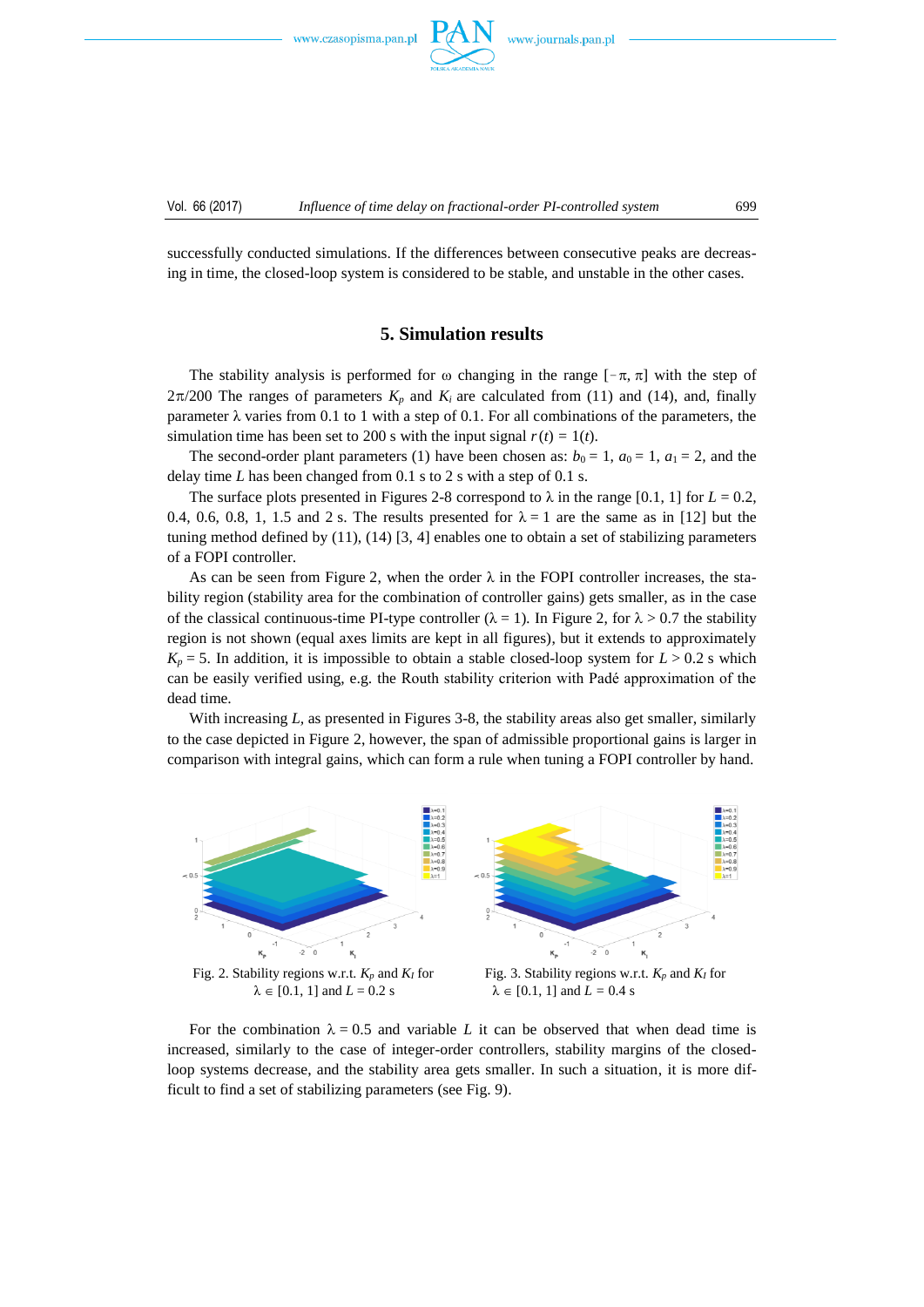successfully conducted simulations. If the differences between consecutive peaks are decreasing in time, the closed-loop system is considered to be stable, and unstable in the other cases.

## 5. Simulation results

The stability analysis is performed for $\omega$ changing in the range $[-\pi, \pi]$ with the step of $2\pi/200$ The ranges of parameters $K_p$ and $K_i$ are calculated from (11) and (14), and, finally parameter $\lambda$ varies from 0.1 to 1 with a step of 0.1. For all combinations of the parameters, the simulation time has been set to 200 s with the input signal $r(t) = 1(t)$.

The second-order plant parameters (1) have been chosen as: $b_0 = 1$, $a_0 = 1$, $a_1 = 2$, and the delay time $L$ has been changed from 0.1 s to 2 s with a step of 0.1 s.

The surface plots presented in Figures 2-8 correspond to $\lambda$ in the range [0.1, 1] for $L = 0.2$, 0.4, 0.6, 0.8, 1, 1.5 and 2 s. The results presented for $\lambda = 1$ are the same as in [12] but the tuning method defined by (11), (14) [3, 4] enables one to obtain a set of stabilizing parameters of a FOPI controller.

As can be seen from Figure 2, when the order $\lambda$ in the FOPI controller increases, the stability region (stability area for the combination of controller gains) gets smaller, as in the case of the classical continuous-time PI-type controller ($\lambda = 1$). In Figure 2, for $\lambda > 0.7$ the stability region is not shown (equal axes limits are kept in all figures), but it extends to approximately $K_p = 5$. In addition, it is impossible to obtain a stable closed-loop system for $L > 0.2$ s which can be easily verified using, e.g. the Routh stability criterion with Padé approximation of the dead time.

With increasing $L$, as presented in Figures 3-8, the stability areas also get smaller, similarly to the case depicted in Figure 2, however, the span of admissible proportional gains is larger in comparison with integral gains, which can form a rule when tuning a FOPI controller by hand.

Fig. 2. Stability regions w.r.t. $K_p$ and $K_I$ for $\lambda \in [0.1, 1]$ and $L = 0.2$ s

Fig. 3. Stability regions w.r.t. $K_p$ and $K_I$ for $\lambda \in [0.1, 1]$ and $L = 0.4$ s

For the combination $\lambda = 0.5$ and variable $L$ it can be observed that when dead time is increased, similarly to the case of integer-order controllers, stability margins of the closed-loop systems decrease, and the stability area gets smaller. In such a situation, it is more difficult to find a set of stabilizing parameters (see Fig. 9).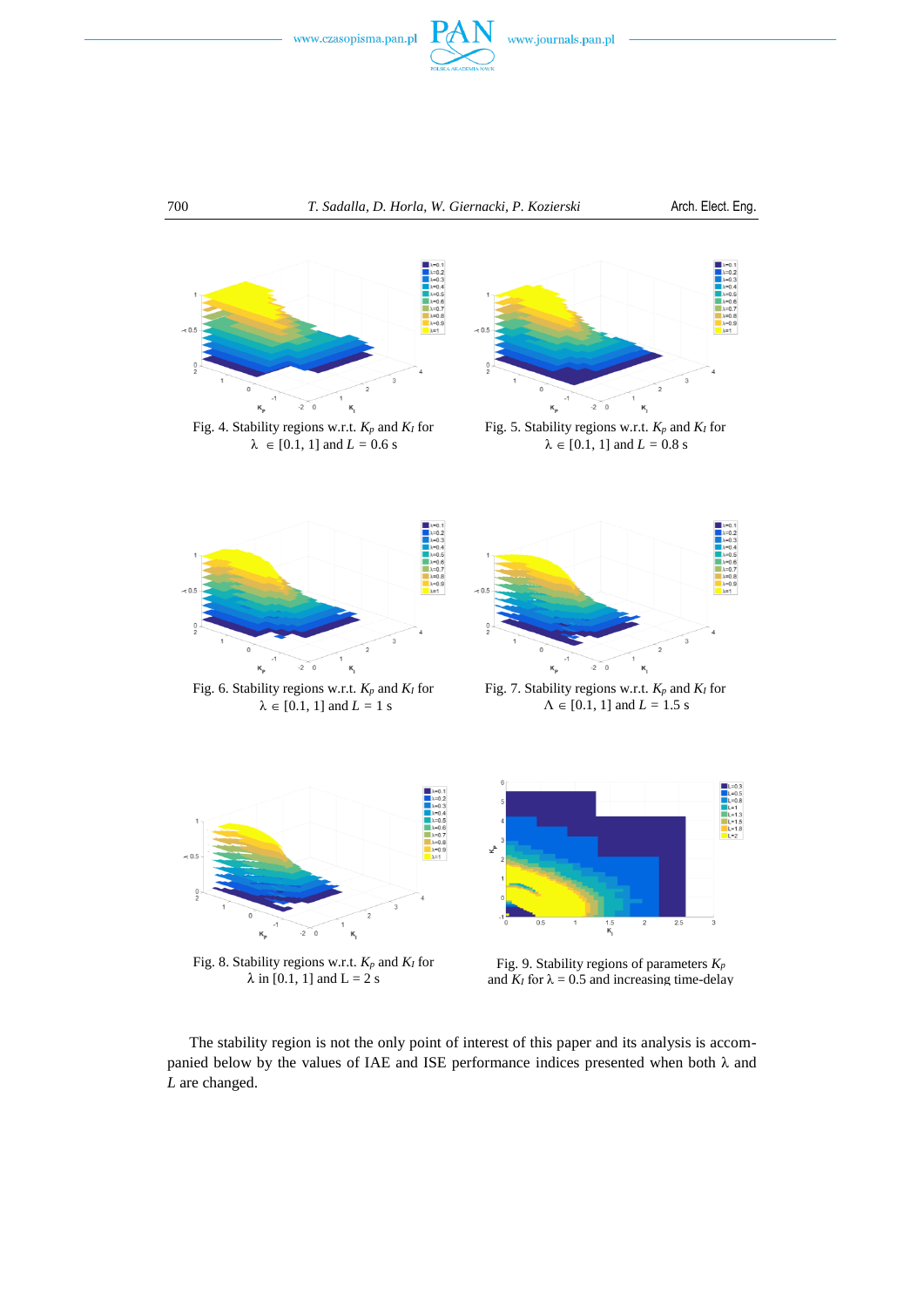Fig. 4. Stability regions w.r.t. $K_p$ and $K_I$ for $\lambda \in [0.1, 1]$ and $L = 0.6$ s

Fig. 5. Stability regions w.r.t. $K_p$ and $K_I$ for $\lambda \in [0.1, 1]$ and $L = 0.8$ s

Fig. 6. Stability regions w.r.t. $K_p$ and $K_I$ for $\lambda \in [0.1, 1]$ and $L = 1$ s

Fig. 7. Stability regions w.r.t. $K_p$ and $K_I$ for $\Lambda \in [0.1, 1]$ and $L = 1.5$ s

Fig. 8. Stability regions w.r.t. $K_p$ and $K_I$ for $\lambda$ in [0.1, 1] and L = 2 s

Fig. 9. Stability regions of parameters $K_p$ and $K_I$ for $\lambda = 0.5$ and increasing time-delay

The stability region is not the only point of interest of this paper and its analysis is accompanied below by the values of IAE and ISE performance indices presented when both $\lambda$ and $L$ are changed.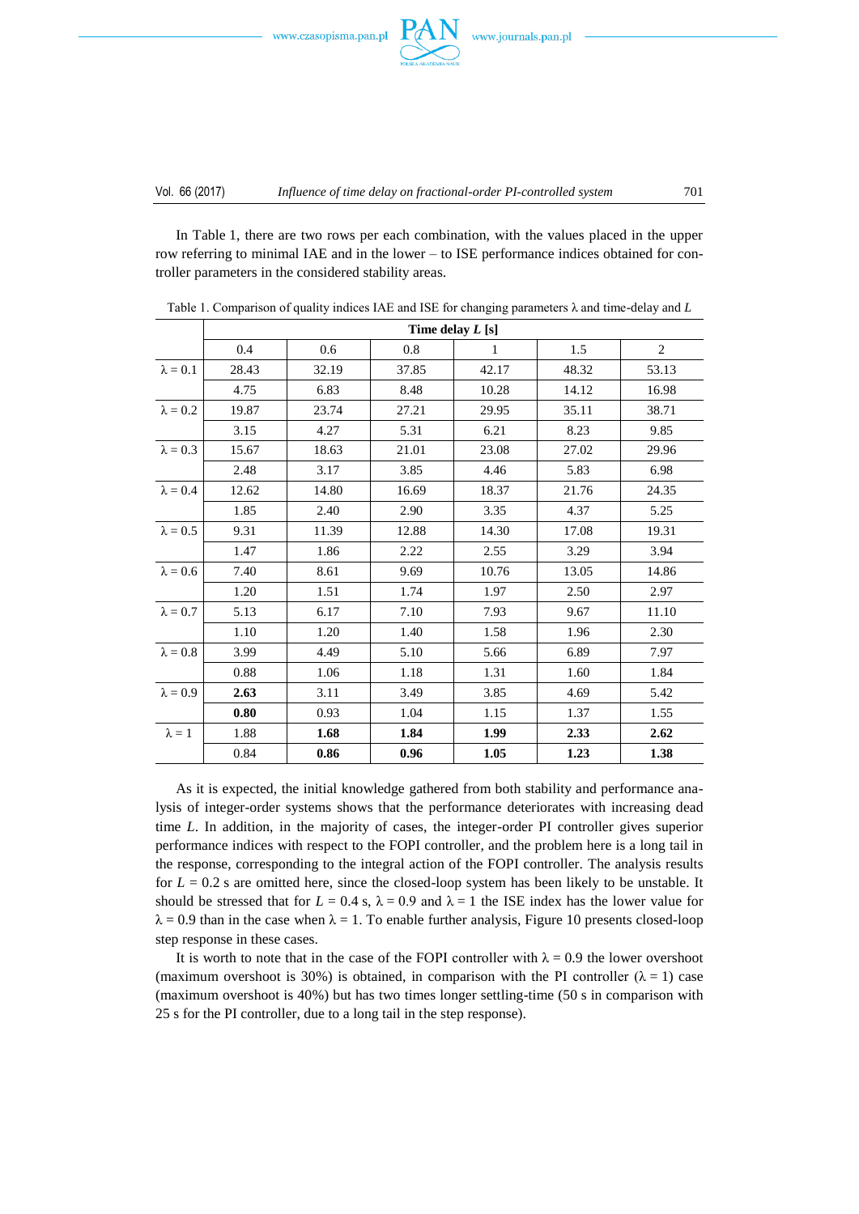In Table 1, there are two rows per each combination, with the values placed in the upper row referring to minimal IAE and in the lower – to ISE performance indices obtained for controller parameters in the considered stability areas.

Table 1. Comparison of quality indices IAE and ISE for changing parameters $\lambda$ and time-delay and $L$

| | Time delay $L$ [s] | | | | | |
|---|---|---|---|---|---|---|
| | 0.4 | 0.6 | 0.8 | 1 | 1.5 | 2 |
| $\lambda = 0.1$ | 28.43 | 32.19 | 37.85 | 42.17 | 48.32 | 53.13 |
| | 4.75 | 6.83 | 8.48 | 10.28 | 14.12 | 16.98 |
| $\lambda = 0.2$ | 19.87 | 23.74 | 27.21 | 29.95 | 35.11 | 38.71 |
| | 3.15 | 4.27 | 5.31 | 6.21 | 8.23 | 9.85 |
| $\lambda = 0.3$ | 15.67 | 18.63 | 21.01 | 23.08 | 27.02 | 29.96 |
| | 2.48 | 3.17 | 3.85 | 4.46 | 5.83 | 6.98 |
| $\lambda = 0.4$ | 12.62 | 14.80 | 16.69 | 18.37 | 21.76 | 24.35 |
| | 1.85 | 2.40 | 2.90 | 3.35 | 4.37 | 5.25 |
| $\lambda = 0.5$ | 9.31 | 11.39 | 12.88 | 14.30 | 17.08 | 19.31 |
| | 1.47 | 1.86 | 2.22 | 2.55 | 3.29 | 3.94 |
| $\lambda = 0.6$ | 7.40 | 8.61 | 9.69 | 10.76 | 13.05 | 14.86 |
| | 1.20 | 1.51 | 1.74 | 1.97 | 2.50 | 2.97 |
| $\lambda = 0.7$ | 5.13 | 6.17 | 7.10 | 7.93 | 9.67 | 11.10 |
| | 1.10 | 1.20 | 1.40 | 1.58 | 1.96 | 2.30 |
| $\lambda = 0.8$ | 3.99 | 4.49 | 5.10 | 5.66 | 6.89 | 7.97 |
| | 0.88 | 1.06 | 1.18 | 1.31 | 1.60 | 1.84 |
| $\lambda = 0.9$ | **2.63** | 3.11 | 3.49 | 3.85 | 4.69 | 5.42 |
| | **0.80** | 0.93 | 1.04 | 1.15 | 1.37 | 1.55 |
| $\lambda = 1$ | 1.88 | **1.68** | **1.84** | **1.99** | **2.33** | **2.62** |
| | 0.84 | **0.86** | **0.96** | **1.05** | **1.23** | **1.38** |

As it is expected, the initial knowledge gathered from both stability and performance analysis of integer-order systems shows that the performance deteriorates with increasing dead time $L$. In addition, in the majority of cases, the integer-order PI controller gives superior performance indices with respect to the FOPI controller, and the problem here is a long tail in the response, corresponding to the integral action of the FOPI controller. The analysis results for $L = 0.2$ s are omitted here, since the closed-loop system has been likely to be unstable. It should be stressed that for $L = 0.4$ s, $\lambda = 0.9$ and $\lambda = 1$ the ISE index has the lower value for $\lambda = 0.9$ than in the case when $\lambda = 1$. To enable further analysis, Figure 10 presents closed-loop step response in these cases.

It is worth to note that in the case of the FOPI controller with $\lambda = 0.9$ the lower overshoot (maximum overshoot is 30%) is obtained, in comparison with the PI controller ($\lambda = 1$) case (maximum overshoot is 40%) but has two times longer settling-time (50 s in comparison with 25 s for the PI controller, due to a long tail in the step response).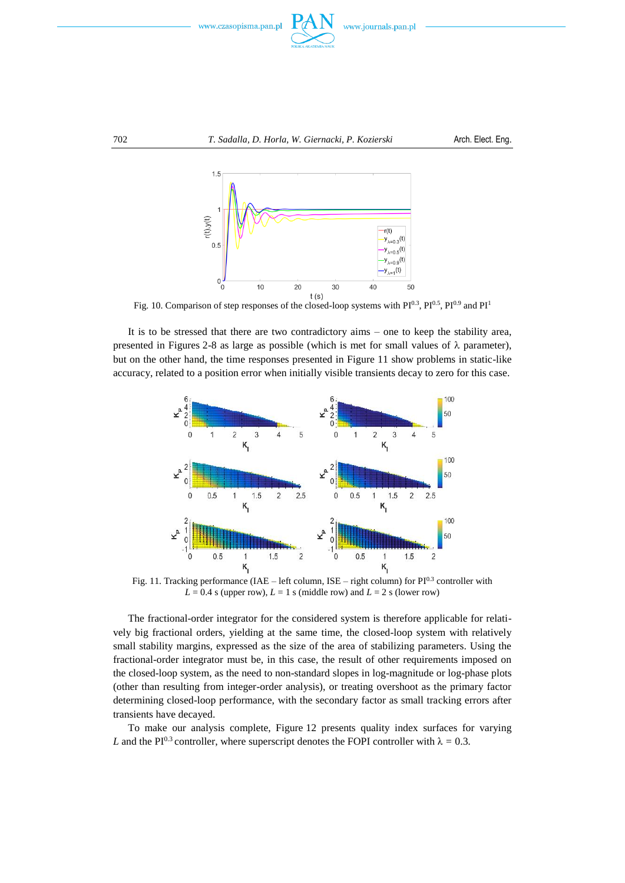Fig. 10. Comparison of step responses of the closed-loop systems with $PI^{0.3}$, $PI^{0.5}$, $PI^{0.9}$ and $PI^{1}$

It is to be stressed that there are two contradictory aims – one to keep the stability area, presented in Figures 2-8 as large as possible (which is met for small values of λ parameter), but on the other hand, the time responses presented in Figure 11 show problems in static-like accuracy, related to a position error when initially visible transients decay to zero for this case.

Fig. 11. Tracking performance (IAE – left column, ISE – right column) for $PI^{0.3}$ controller with $L = 0.4$ s (upper row), $L = 1$ s (middle row) and $L = 2$ s (lower row)

The fractional-order integrator for the considered system is therefore applicable for relatively big fractional orders, yielding at the same time, the closed-loop system with relatively small stability margins, expressed as the size of the area of stabilizing parameters. Using the fractional-order integrator must be, in this case, the result of other requirements imposed on the closed-loop system, as the need to non-standard slopes in log-magnitude or log-phase plots (other than resulting from integer-order analysis), or treating overshoot as the primary factor determining closed-loop performance, with the secondary factor as small tracking errors after transients have decayed.

To make our analysis complete, Figure 12 presents quality index surfaces for varying $L$ and the $PI^{0.3}$ controller, where superscript denotes the FOPI controller with $\lambda = 0.3$.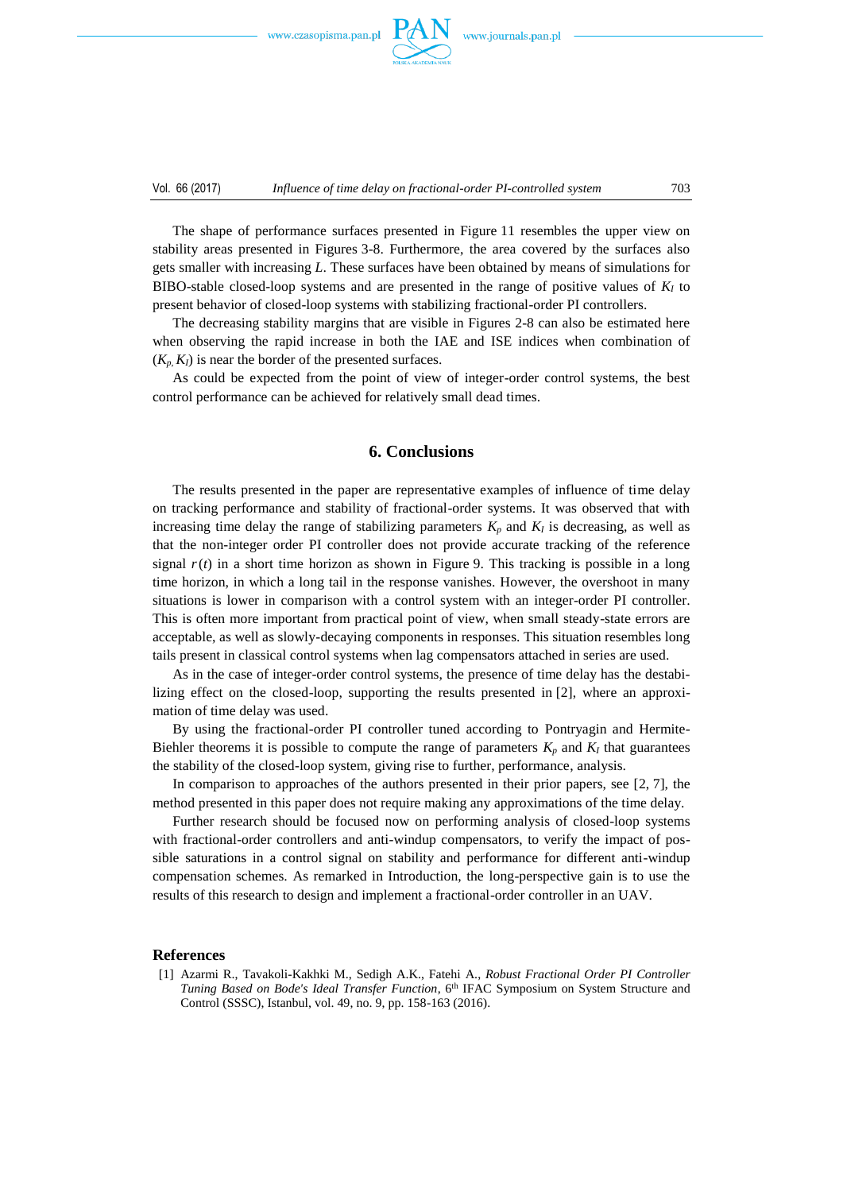The shape of performance surfaces presented in Figure 11 resembles the upper view on stability areas presented in Figures 3-8. Furthermore, the area covered by the surfaces also gets smaller with increasing $L$. These surfaces have been obtained by means of simulations for BIBO-stable closed-loop systems and are presented in the range of positive values of $K_I$ to present behavior of closed-loop systems with stabilizing fractional-order PI controllers.

The decreasing stability margins that are visible in Figures 2-8 can also be estimated here when observing the rapid increase in both the IAE and ISE indices when combination of $(K_p, K_I)$ is near the border of the presented surfaces.

As could be expected from the point of view of integer-order control systems, the best control performance can be achieved for relatively small dead times.

## 6. Conclusions

The results presented in the paper are representative examples of influence of time delay on tracking performance and stability of fractional-order systems. It was observed that with increasing time delay the range of stabilizing parameters $K_p$ and $K_I$ is decreasing, as well as that the non-integer order PI controller does not provide accurate tracking of the reference signal $r(t)$ in a short time horizon as shown in Figure 9. This tracking is possible in a long time horizon, in which a long tail in the response vanishes. However, the overshoot in many situations is lower in comparison with a control system with an integer-order PI controller. This is often more important from practical point of view, when small steady-state errors are acceptable, as well as slowly-decaying components in responses. This situation resembles long tails present in classical control systems when lag compensators attached in series are used.

As in the case of integer-order control systems, the presence of time delay has the destabilizing effect on the closed-loop, supporting the results presented in [2], where an approximation of time delay was used.

By using the fractional-order PI controller tuned according to Pontryagin and Hermite-Biehler theorems it is possible to compute the range of parameters $K_p$ and $K_I$ that guarantees the stability of the closed-loop system, giving rise to further, performance, analysis.

In comparison to approaches of the authors presented in their prior papers, see [2, 7], the method presented in this paper does not require making any approximations of the time delay.

Further research should be focused now on performing analysis of closed-loop systems with fractional-order controllers and anti-windup compensators, to verify the impact of possible saturations in a control signal on stability and performance for different anti-windup compensation schemes. As remarked in Introduction, the long-perspective gain is to use the results of this research to design and implement a fractional-order controller in an UAV.

## References

[1] Azarmi R., Tavakoli-Kakhki M., Sedigh A.K., Fatehi A., *Robust Fractional Order PI Controller Tuning Based on Bode's Ideal Transfer Function*, 6th IFAC Symposium on System Structure and Control (SSSC), Istanbul, vol. 49, no. 9, pp. 158-163 (2016).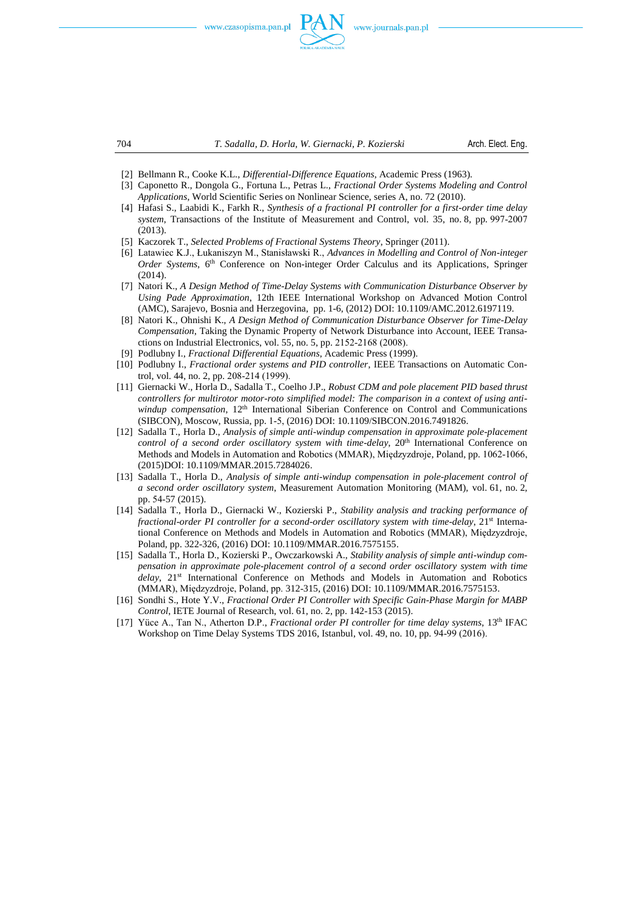[2] Bellmann R., Cooke K.L., *Differential-Difference Equations*, Academic Press (1963).

[3] Caponetto R., Dongola G., Fortuna L., Petras L., *Fractional Order Systems Modeling and Control Applications*, World Scientific Series on Nonlinear Science, series A, no. 72 (2010).

[4] Hafasi S., Laabidi K., Farkh R., *Synthesis of a fractional PI controller for a first-order time delay system*, Transactions of the Institute of Measurement and Control, vol. 35, no. 8, pp. 997-2007 (2013).

[5] Kaczorek T., *Selected Problems of Fractional Systems Theory*, Springer (2011).

[6] Latawiec K.J., Łukaniszyn M., Stanisławski R., *Advances in Modelling and Control of Non-integer Order Systems*, 6th Conference on Non-integer Order Calculus and its Applications, Springer (2014).

[7] Natori K., *A Design Method of Time-Delay Systems with Communication Disturbance Observer by Using Pade Approximation*, 12th IEEE International Workshop on Advanced Motion Control (AMC), Sarajevo, Bosnia and Herzegovina, pp. 1-6, (2012) DOI: 10.1109/AMC.2012.6197119.

[8] Natori K., Ohnishi K., *A Design Method of Communication Disturbance Observer for Time-Delay Compensation*, Taking the Dynamic Property of Network Disturbance into Account, IEEE Transactions on Industrial Electronics, vol. 55, no. 5, pp. 2152-2168 (2008).

[9] Podlubny I., *Fractional Differential Equations*, Academic Press (1999).

[10] Podlubny I., *Fractional order systems and PID controller*, IEEE Transactions on Automatic Control, vol. 44, no. 2, pp. 208-214 (1999).

[11] Giernacki W., Horla D., Sadalla T., Coelho J.P., *Robust CDM and pole placement PID based thrust controllers for multirotor motor-roto simplified model: The comparison in a context of using anti-windup compensation*, 12th International Siberian Conference on Control and Communications (SIBCON), Moscow, Russia, pp. 1-5, (2016) DOI: 10.1109/SIBCON.2016.7491826.

[12] Sadalla T., Horla D., *Analysis of simple anti-windup compensation in approximate pole-placement control of a second order oscillatory system with time-delay*, 20th International Conference on Methods and Models in Automation and Robotics (MMAR), Międzyzdroje, Poland, pp. 1062-1066, (2015)DOI: 10.1109/MMAR.2015.7284026.

[13] Sadalla T., Horla D., *Analysis of simple anti-windup compensation in pole-placement control of a second order oscillatory system*, Measurement Automation Monitoring (MAM), vol. 61, no. 2, pp. 54-57 (2015).

[14] Sadalla T., Horla D., Giernacki W., Kozierski P., *Stability analysis and tracking performance of fractional-order PI controller for a second-order oscillatory system with time-delay*, 21st International Conference on Methods and Models in Automation and Robotics (MMAR), Międzyzdroje, Poland, pp. 322-326, (2016) DOI: 10.1109/MMAR.2016.7575155.

[15] Sadalla T., Horla D., Kozierski P., Owczarkowski A., *Stability analysis of simple anti-windup compensation in approximate pole-placement control of a second order oscillatory system with time delay*, 21st International Conference on Methods and Models in Automation and Robotics (MMAR), Międzyzdroje, Poland, pp. 312-315, (2016) DOI: 10.1109/MMAR.2016.7575153.

[16] Sondhi S., Hote Y.V., *Fractional Order PI Controller with Specific Gain-Phase Margin for MABP Control*, IETE Journal of Research, vol. 61, no. 2, pp. 142-153 (2015).

[17] Yüce A., Tan N., Atherton D.P., *Fractional order PI controller for time delay systems*, 13th IFAC Workshop on Time Delay Systems TDS 2016, Istanbul, vol. 49, no. 10, pp. 94-99 (2016).